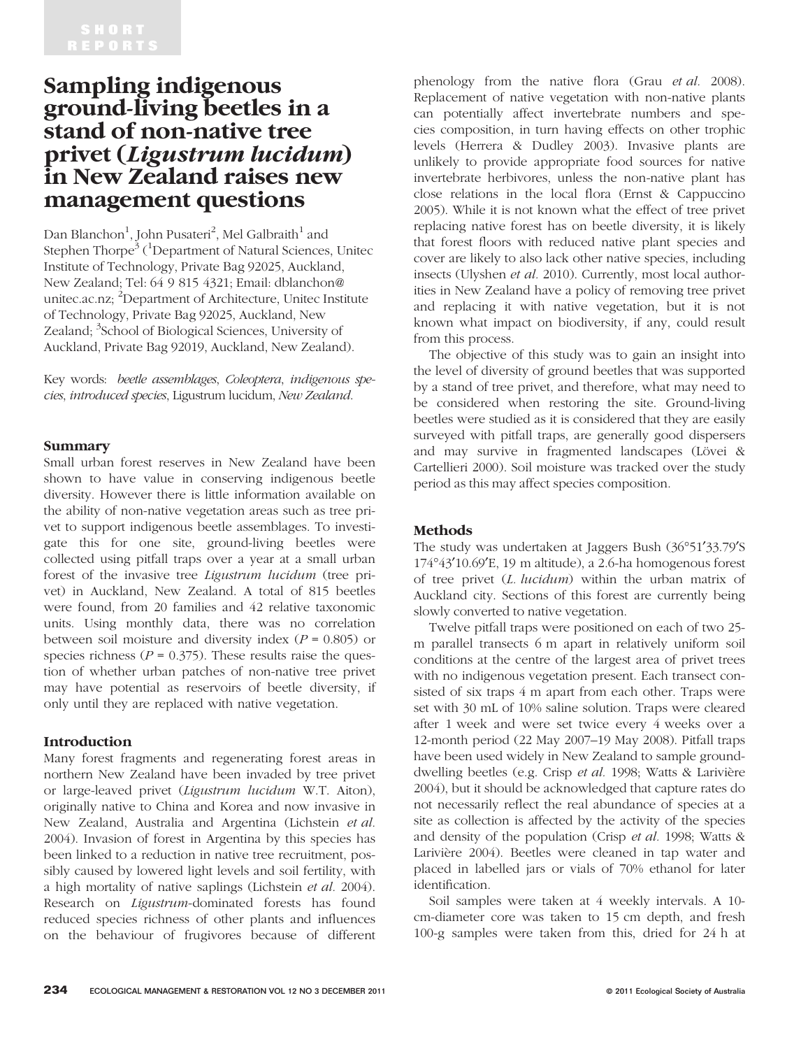SHORT REPORTS

# Sampling indigenous ground-living beetles in a stand of non-native tree privet (*Ligustrum lucidum*) in New Zealand raises new management questions

Dan Blanchon[1], John Pusateri[2], Mel Galbraith[1] and Stephen Thorpe[3] ([1]Department of Natural Sciences, Unitec Institute of Technology, Private Bag 92025, Auckland, New Zealand; Tel: 64 9 815 4321; Email: dblanchon@unitec.ac.nz; [2]Department of Architecture, Unitec Institute of Technology, Private Bag 92025, Auckland, New Zealand; [3]School of Biological Sciences, University of Auckland, Private Bag 92019, Auckland, New Zealand).

Key words: *beetle assemblages, Coleoptera, indigenous species, introduced species,* Ligustrum lucidum, *New Zealand.*

## Summary

Small urban forest reserves in New Zealand have been shown to have value in conserving indigenous beetle diversity. However there is little information available on the ability of non-native vegetation areas such as tree privet to support indigenous beetle assemblages. To investigate this for one site, ground-living beetles were collected using pitfall traps over a year at a small urban forest of the invasive tree *Ligustrum lucidum* (tree privet) in Auckland, New Zealand. A total of 815 beetles were found, from 20 families and 42 relative taxonomic units. Using monthly data, there was no correlation between soil moisture and diversity index ($P = 0.805$) or species richness ($P = 0.375$). These results raise the question of whether urban patches of non-native tree privet may have potential as reservoirs of beetle diversity, if only until they are replaced with native vegetation.

## Introduction

Many forest fragments and regenerating forest areas in northern New Zealand have been invaded by tree privet or large-leaved privet (*Ligustrum lucidum* W.T. Aiton), originally native to China and Korea and now invasive in New Zealand, Australia and Argentina (Lichstein *et al.* 2004). Invasion of forest in Argentina by this species has been linked to a reduction in native tree recruitment, possibly caused by lowered light levels and soil fertility, with a high mortality of native saplings (Lichstein *et al.* 2004). Research on *Ligustrum*-dominated forests has found reduced species richness of other plants and influences on the behaviour of frugivores because of different phenology from the native flora (Grau *et al.* 2008). Replacement of native vegetation with non-native plants can potentially affect invertebrate numbers and species composition, in turn having effects on other trophic levels (Herrera & Dudley 2003). Invasive plants are unlikely to provide appropriate food sources for native invertebrate herbivores, unless the non-native plant has close relations in the local flora (Ernst & Cappuccino 2005). While it is not known what the effect of tree privet replacing native forest has on beetle diversity, it is likely that forest floors with reduced native plant species and cover are likely to also lack other native species, including insects (Ulyshen *et al.* 2010). Currently, most local authorities in New Zealand have a policy of removing tree privet and replacing it with native vegetation, but it is not known what impact on biodiversity, if any, could result from this process.

The objective of this study was to gain an insight into the level of diversity of ground beetles that was supported by a stand of tree privet, and therefore, what may need to be considered when restoring the site. Ground-living beetles were studied as it is considered that they are easily surveyed with pitfall traps, are generally good dispersers and may survive in fragmented landscapes (Lövei & Cartellieri 2000). Soil moisture was tracked over the study period as this may affect species composition.

## Methods

The study was undertaken at Jaggers Bush (36°51′33.79′S 174°43′10.69′E, 19 m altitude), a 2.6-ha homogenous forest of tree privet (*L. lucidum*) within the urban matrix of Auckland city. Sections of this forest are currently being slowly converted to native vegetation.

Twelve pitfall traps were positioned on each of two 25-m parallel transects 6 m apart in relatively uniform soil conditions at the centre of the largest area of privet trees with no indigenous vegetation present. Each transect consisted of six traps 4 m apart from each other. Traps were set with 30 mL of 10% saline solution. Traps were cleared after 1 week and were set twice every 4 weeks over a 12-month period (22 May 2007–19 May 2008). Pitfall traps have been used widely in New Zealand to sample ground-dwelling beetles (e.g. Crisp *et al.* 1998; Watts & Larivière 2004), but it should be acknowledged that capture rates do not necessarily reflect the real abundance of species at a site as collection is affected by the activity of the species and density of the population (Crisp *et al.* 1998; Watts & Larivière 2004). Beetles were cleaned in tap water and placed in labelled jars or vials of 70% ethanol for later identification.

Soil samples were taken at 4 weekly intervals. A 10-cm-diameter core was taken to 15 cm depth, and fresh 100-g samples were taken from this, dried for 24 h at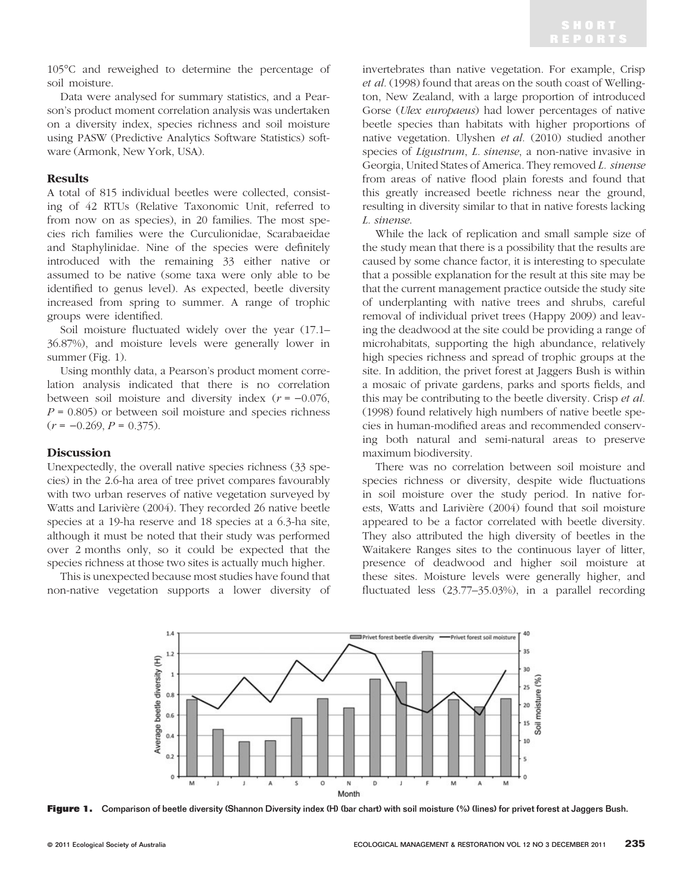105°C and reweighed to determine the percentage of soil moisture.

Data were analysed for summary statistics, and a Pearson's product moment correlation analysis was undertaken on a diversity index, species richness and soil moisture using PASW (Predictive Analytics Software Statistics) software (Armonk, New York, USA).

### Results

A total of 815 individual beetles were collected, consisting of 42 RTUs (Relative Taxonomic Unit, referred to from now on as species), in 20 families. The most species rich families were the Curculionidae, Scarabaeidae and Staphylinidae. Nine of the species were definitely introduced with the remaining 33 either native or assumed to be native (some taxa were only able to be identified to genus level). As expected, beetle diversity increased from spring to summer. A range of trophic groups were identified.

Soil moisture fluctuated widely over the year (17.1–36.87%), and moisture levels were generally lower in summer (Fig. 1).

Using monthly data, a Pearson's product moment correlation analysis indicated that there is no correlation between soil moisture and diversity index ($r = -0.076$, $P = 0.805$) or between soil moisture and species richness ($r = -0.269$, $P = 0.375$).

### Discussion

Unexpectedly, the overall native species richness (33 species) in the 2.6-ha area of tree privet compares favourably with two urban reserves of native vegetation surveyed by Watts and Larivière (2004). They recorded 26 native beetle species at a 19-ha reserve and 18 species at a 6.3-ha site, although it must be noted that their study was performed over 2 months only, so it could be expected that the species richness at those two sites is actually much higher.

This is unexpected because most studies have found that non-native vegetation supports a lower diversity of invertebrates than native vegetation. For example, Crisp *et al.* (1998) found that areas on the south coast of Wellington, New Zealand, with a large proportion of introduced Gorse (*Ulex europaeus*) had lower percentages of native beetle species than habitats with higher proportions of native vegetation. Ulyshen *et al.* (2010) studied another species of *Ligustrum*, *L. sinense*, a non-native invasive in Georgia, United States of America. They removed *L. sinense* from areas of native flood plain forests and found that this greatly increased beetle richness near the ground, resulting in diversity similar to that in native forests lacking *L. sinense*.

While the lack of replication and small sample size of the study mean that there is a possibility that the results are caused by some chance factor, it is interesting to speculate that a possible explanation for the result at this site may be that the current management practice outside the study site of underplanting with native trees and shrubs, careful removal of individual privet trees (Happy 2009) and leaving the deadwood at the site could be providing a range of microhabitats, supporting the high abundance, relatively high species richness and spread of trophic groups at the site. In addition, the privet forest at Jaggers Bush is within a mosaic of private gardens, parks and sports fields, and this may be contributing to the beetle diversity. Crisp *et al.* (1998) found relatively high numbers of native beetle species in human-modified areas and recommended conserving both natural and semi-natural areas to preserve maximum biodiversity.

There was no correlation between soil moisture and species richness or diversity, despite wide fluctuations in soil moisture over the study period. In native forests, Watts and Larivière (2004) found that soil moisture appeared to be a factor correlated with beetle diversity. They also attributed the high diversity of beetles in the Waitakere Ranges sites to the continuous layer of litter, presence of deadwood and higher soil moisture at these sites. Moisture levels were generally higher, and fluctuated less (23.77–35.03%), in a parallel recording

**Figure 1.** Comparison of beetle diversity (Shannon Diversity index (H) (bar chart) with soil moisture (%) (lines) for privet forest at Jaggers Bush.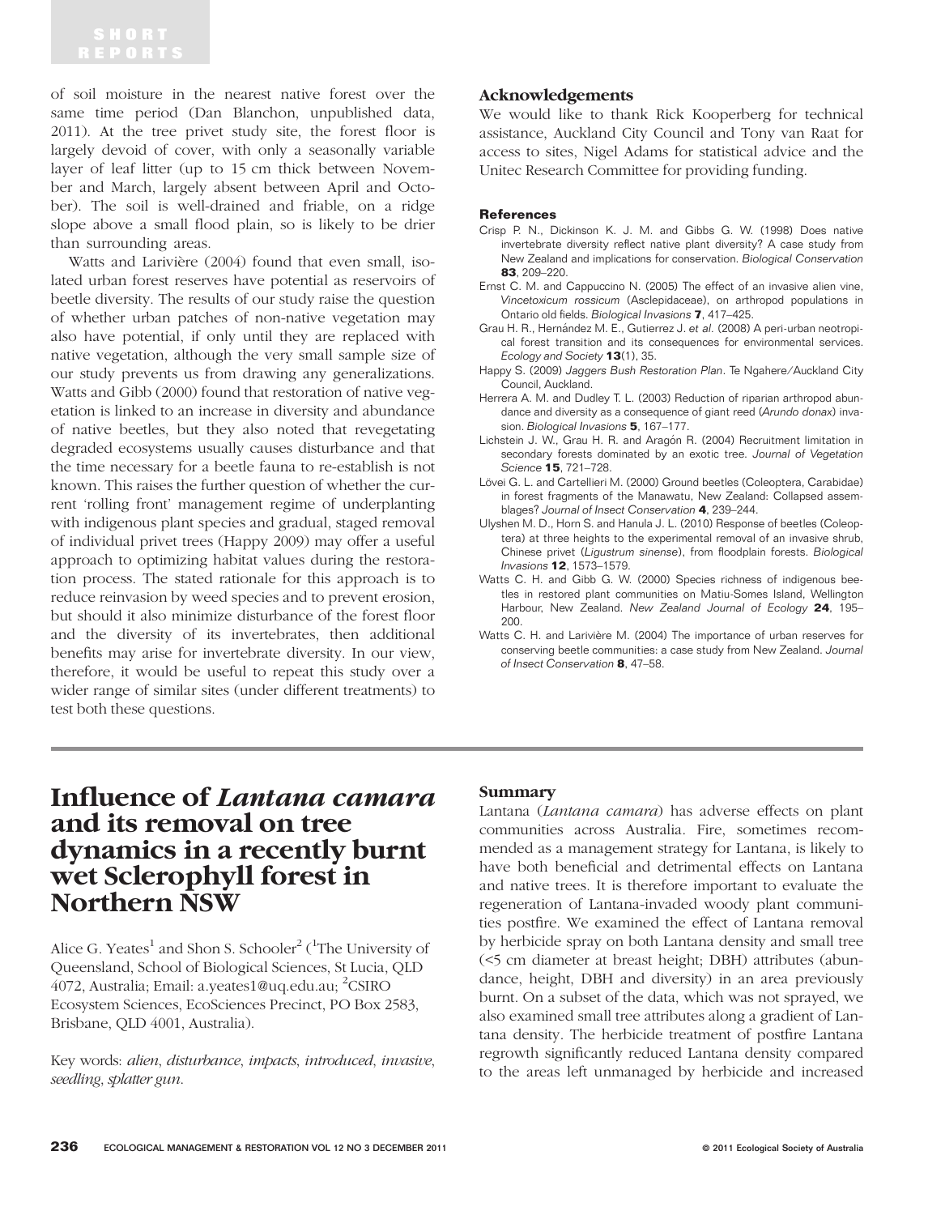of soil moisture in the nearest native forest over the same time period (Dan Blanchon, unpublished data, 2011). At the tree privet study site, the forest floor is largely devoid of cover, with only a seasonally variable layer of leaf litter (up to 15 cm thick between November and March, largely absent between April and October). The soil is well-drained and friable, on a ridge slope above a small flood plain, so is likely to be drier than surrounding areas.

Watts and Larivière (2004) found that even small, isolated urban forest reserves have potential as reservoirs of beetle diversity. The results of our study raise the question of whether urban patches of non-native vegetation may also have potential, if only until they are replaced with native vegetation, although the very small sample size of our study prevents us from drawing any generalizations. Watts and Gibb (2000) found that restoration of native vegetation is linked to an increase in diversity and abundance of native beetles, but they also noted that revegetating degraded ecosystems usually causes disturbance and that the time necessary for a beetle fauna to re-establish is not known. This raises the further question of whether the current 'rolling front' management regime of underplanting with indigenous plant species and gradual, staged removal of individual privet trees (Happy 2009) may offer a useful approach to optimizing habitat values during the restoration process. The stated rationale for this approach is to reduce reinvasion by weed species and to prevent erosion, but should it also minimize disturbance of the forest floor and the diversity of its invertebrates, then additional benefits may arise for invertebrate diversity. In our view, therefore, it would be useful to repeat this study over a wider range of similar sites (under different treatments) to test both these questions.

## Acknowledgements

We would like to thank Rick Kooperberg for technical assistance, Auckland City Council and Tony van Raat for access to sites, Nigel Adams for statistical advice and the Unitec Research Committee for providing funding.

## References

Crisp P. N., Dickinson K. J. M. and Gibbs G. W. (1998) Does native invertebrate diversity reflect native plant diversity? A case study from New Zealand and implications for conservation. *Biological Conservation* **83**, 209–220.

Ernst C. M. and Cappuccino N. (2005) The effect of an invasive alien vine, *Vincetoxicum rossicum* (Asclepidaceae), on arthropod populations in Ontario old fields. *Biological Invasions* **7**, 417–425.

Grau H. R., Hernández M. E., Gutierrez J. *et al*. (2008) A peri-urban neotropical forest transition and its consequences for environmental services. *Ecology and Society* **13**(1), 35.

Happy S. (2009) *Jaggers Bush Restoration Plan*. Te Ngahere/Auckland City Council, Auckland.

Herrera A. M. and Dudley T. L. (2003) Reduction of riparian arthropod abundance and diversity as a consequence of giant reed (*Arundo donax*) invasion. *Biological Invasions* **5**, 167–177.

Lichstein J. W., Grau H. R. and Aragón R. (2004) Recruitment limitation in secondary forests dominated by an exotic tree. *Journal of Vegetation Science* **15**, 721–728.

Lövei G. L. and Cartellieri M. (2000) Ground beetles (Coleoptera, Carabidae) in forest fragments of the Manawatu, New Zealand: Collapsed assemblages? *Journal of Insect Conservation* **4**, 239–244.

Ulyshen M. D., Horn S. and Hanula J. L. (2010) Response of beetles (Coleoptera) at three heights to the experimental removal of an invasive shrub, Chinese privet (*Ligustrum sinense*), from floodplain forests. *Biological Invasions* **12**, 1573–1579.

Watts C. H. and Gibb G. W. (2000) Species richness of indigenous beetles in restored plant communities on Matiu-Somes Island, Wellington Harbour, New Zealand. *New Zealand Journal of Ecology* **24**, 195–200.

Watts C. H. and Larivière M. (2004) The importance of urban reserves for conserving beetle communities: a case study from New Zealand. *Journal of Insect Conservation* **8**, 47–58.

# Influence of *Lantana camara* and its removal on tree dynamics in a recently burnt wet Sclerophyll forest in Northern NSW

Alice G. Yeates[1] and Shon S. Schooler[2] ([1]The University of Queensland, School of Biological Sciences, St Lucia, QLD 4072, Australia; Email: a.yeates1@uq.edu.au; [2]CSIRO Ecosystem Sciences, EcoSciences Precinct, PO Box 2583, Brisbane, QLD 4001, Australia).

Key words: *alien*, *disturbance*, *impacts*, *introduced*, *invasive*, *seedling*, *splatter gun*.

## Summary

Lantana (*Lantana camara*) has adverse effects on plant communities across Australia. Fire, sometimes recommended as a management strategy for Lantana, is likely to have both beneficial and detrimental effects on Lantana and native trees. It is therefore important to evaluate the regeneration of Lantana-invaded woody plant communities postfire. We examined the effect of Lantana removal by herbicide spray on both Lantana density and small tree (<5 cm diameter at breast height; DBH) attributes (abundance, height, DBH and diversity) in an area previously burnt. On a subset of the data, which was not sprayed, we also examined small tree attributes along a gradient of Lantana density. The herbicide treatment of postfire Lantana regrowth significantly reduced Lantana density compared to the areas left unmanaged by herbicide and increased